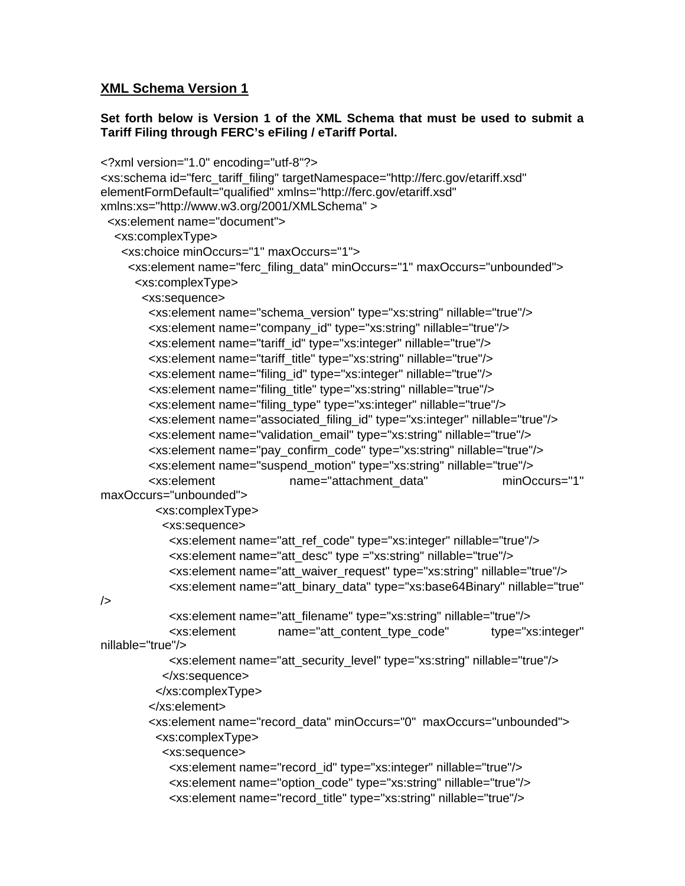## XML Schema Version 1

**Set forth below is Version 1 of the XML Schema that must be used to submit a Tariff Filing through FERC's eFiling / eTariff Portal.**

```
<?xml version="1.0" encoding="utf-8"?>
<xs:schema id="ferc_tariff_filing" targetNamespace="http://ferc.gov/etariff.xsd"
elementFormDefault="qualified" xmlns="http://ferc.gov/etariff.xsd"
xmlns:xs="http://www.w3.org/2001/XMLSchema" >
  <xs:element name="document">
    <xs:complexType>
      <xs:choice minOccurs="1" maxOccurs="1">
        <xs:element name="ferc_filing_data" minOccurs="1" maxOccurs="unbounded">
          <xs:complexType>
            <xs:sequence>
              <xs:element name="schema_version" type="xs:string" nillable="true"/>
              <xs:element name="company_id" type="xs:string" nillable="true"/>
              <xs:element name="tariff_id" type="xs:integer" nillable="true"/>
              <xs:element name="tariff_title" type="xs:string" nillable="true"/>
              <xs:element name="filing_id" type="xs:integer" nillable="true"/>
              <xs:element name="filing_title" type="xs:string" nillable="true"/>
              <xs:element name="filing_type" type="xs:integer" nillable="true"/>
              <xs:element name="associated_filing_id" type="xs:integer" nillable="true"/>
              <xs:element name="validation_email" type="xs:string" nillable="true"/>
              <xs:element name="pay_confirm_code" type="xs:string" nillable="true"/>
              <xs:element name="suspend_motion" type="xs:string" nillable="true"/>
              <xs:element name="attachment_data" minOccurs="1"
maxOccurs="unbounded">
                <xs:complexType>
                  <xs:sequence>
                    <xs:element name="att_ref_code" type="xs:integer" nillable="true"/>
                    <xs:element name="att_desc" type ="xs:string" nillable="true"/>
                    <xs:element name="att_waiver_request" type="xs:string" nillable="true"/>
                    <xs:element name="att_binary_data" type="xs:base64Binary" nillable="true"
/>
                    <xs:element name="att_filename" type="xs:string" nillable="true"/>
                    <xs:element name="att_content_type_code" type="xs:integer"
nillable="true"/>
                    <xs:element name="att_security_level" type="xs:string" nillable="true"/>
                  </xs:sequence>
                </xs:complexType>
              </xs:element>
              <xs:element name="record_data" minOccurs="0"  maxOccurs="unbounded">
                <xs:complexType>
                  <xs:sequence>
                    <xs:element name="record_id" type="xs:integer" nillable="true"/>
                    <xs:element name="option_code" type="xs:string" nillable="true"/>
                    <xs:element name="record_title" type="xs:string" nillable="true"/>
```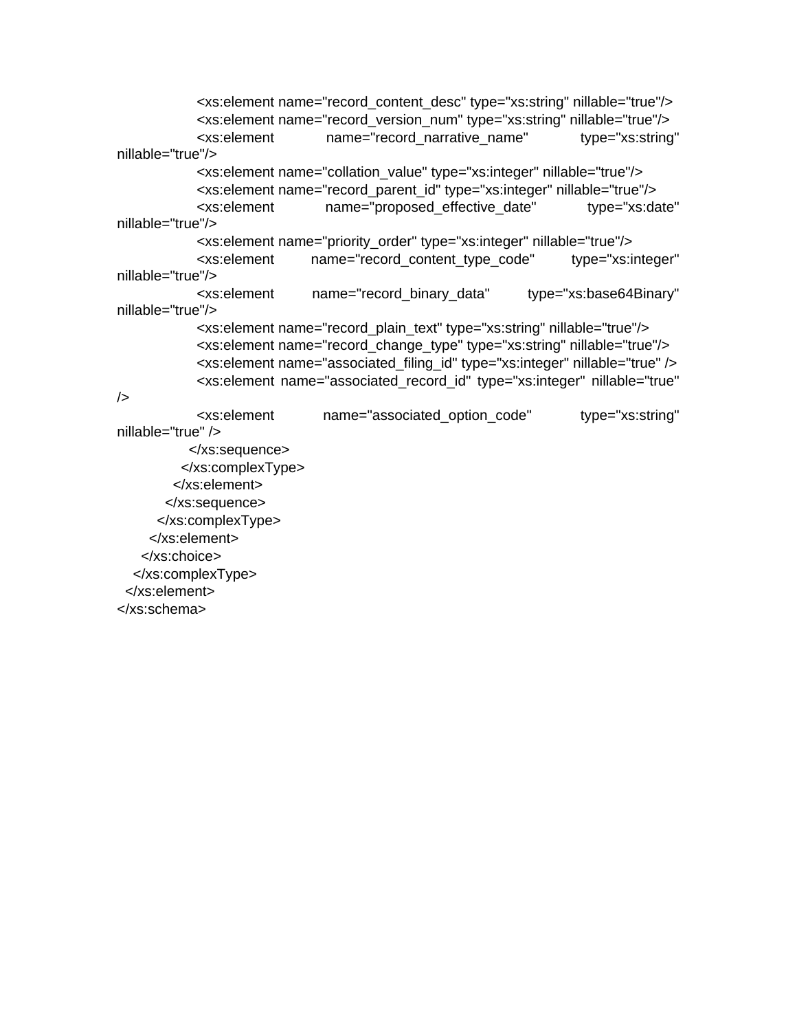```xml
                <xs:element name="record_content_desc" type="xs:string" nillable="true"/>
                <xs:element name="record_version_num" type="xs:string" nillable="true"/>
                <xs:element name="record_narrative_name" type="xs:string" nillable="true"/>
                <xs:element name="collation_value" type="xs:integer" nillable="true"/>
                <xs:element name="record_parent_id" type="xs:integer" nillable="true"/>
                <xs:element name="proposed_effective_date" type="xs:date" nillable="true"/>
                <xs:element name="priority_order" type="xs:integer" nillable="true"/>
                <xs:element name="record_content_type_code" type="xs:integer" nillable="true"/>
                <xs:element name="record_binary_data" type="xs:base64Binary" nillable="true"/>
                <xs:element name="record_plain_text" type="xs:string" nillable="true"/>
                <xs:element name="record_change_type" type="xs:string" nillable="true"/>
                <xs:element name="associated_filing_id" type="xs:integer" nillable="true" />
                <xs:element name="associated_record_id" type="xs:integer" nillable="true" />
                <xs:element name="associated_option_code" type="xs:string" nillable="true" />
              </xs:sequence>
            </xs:complexType>
          </xs:element>
        </xs:sequence>
      </xs:complexType>
    </xs:element>
   </xs:choice>
  </xs:complexType>
 </xs:element>
</xs:schema>
```